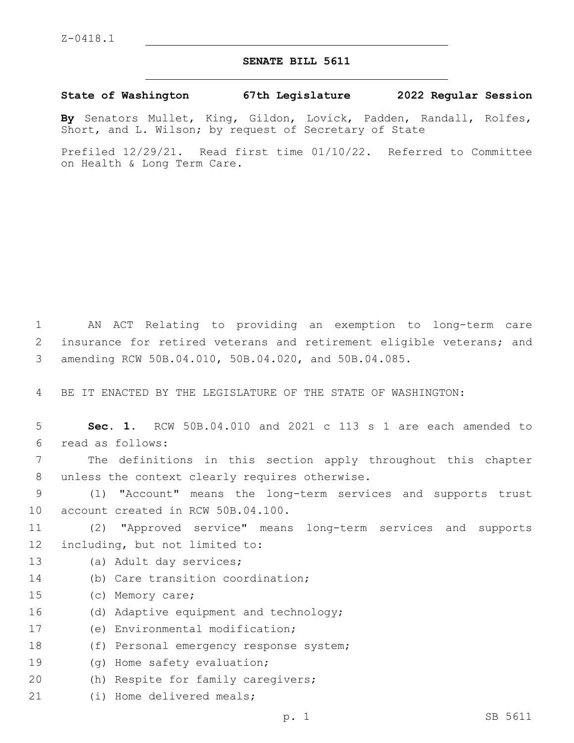Z-0418.1

# SENATE BILL 5611

**State of Washington 67th Legislature 2022 Regular Session**

**By** Senators Mullet, King, Gildon, Lovick, Padden, Randall, Rolfes, Short, and L. Wilson; by request of Secretary of State

Prefiled 12/29/21. Read first time 01/10/22. Referred to Committee on Health & Long Term Care.

AN ACT Relating to providing an exemption to long-term care insurance for retired veterans and retirement eligible veterans; and amending RCW 50B.04.010, 50B.04.020, and 50B.04.085.

BE IT ENACTED BY THE LEGISLATURE OF THE STATE OF WASHINGTON:

**Sec. 1.** RCW 50B.04.010 and 2021 c 113 s 1 are each amended to read as follows:

The definitions in this section apply throughout this chapter unless the context clearly requires otherwise.

(1) "Account" means the long-term services and supports trust account created in RCW 50B.04.100.

(2) "Approved service" means long-term services and supports including, but not limited to:

(a) Adult day services;

(b) Care transition coordination;

(c) Memory care;

(d) Adaptive equipment and technology;

(e) Environmental modification;

(f) Personal emergency response system;

(g) Home safety evaluation;

(h) Respite for family caregivers;

(i) Home delivered meals;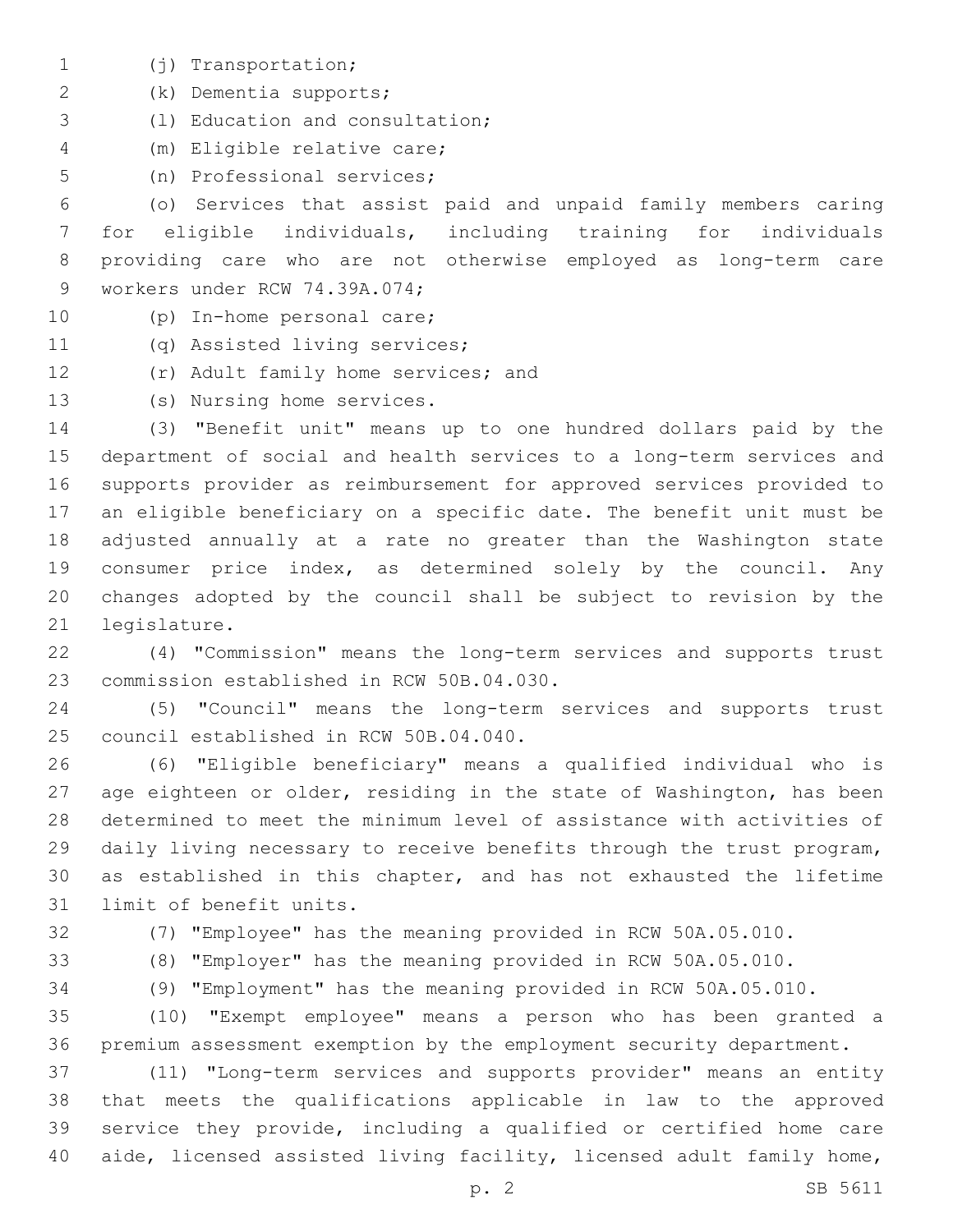(j) Transportation;

(k) Dementia supports;

(l) Education and consultation;

(m) Eligible relative care;

(n) Professional services;

(o) Services that assist paid and unpaid family members caring for eligible individuals, including training for individuals providing care who are not otherwise employed as long-term care workers under RCW 74.39A.074;

(p) In-home personal care;

(q) Assisted living services;

(r) Adult family home services; and

(s) Nursing home services.

(3) "Benefit unit" means up to one hundred dollars paid by the department of social and health services to a long-term services and supports provider as reimbursement for approved services provided to an eligible beneficiary on a specific date. The benefit unit must be adjusted annually at a rate no greater than the Washington state consumer price index, as determined solely by the council. Any changes adopted by the council shall be subject to revision by the legislature.

(4) "Commission" means the long-term services and supports trust commission established in RCW 50B.04.030.

(5) "Council" means the long-term services and supports trust council established in RCW 50B.04.040.

(6) "Eligible beneficiary" means a qualified individual who is age eighteen or older, residing in the state of Washington, has been determined to meet the minimum level of assistance with activities of daily living necessary to receive benefits through the trust program, as established in this chapter, and has not exhausted the lifetime limit of benefit units.

(7) "Employee" has the meaning provided in RCW 50A.05.010.

(8) "Employer" has the meaning provided in RCW 50A.05.010.

(9) "Employment" has the meaning provided in RCW 50A.05.010.

(10) "Exempt employee" means a person who has been granted a premium assessment exemption by the employment security department.

(11) "Long-term services and supports provider" means an entity that meets the qualifications applicable in law to the approved service they provide, including a qualified or certified home care aide, licensed assisted living facility, licensed adult family home,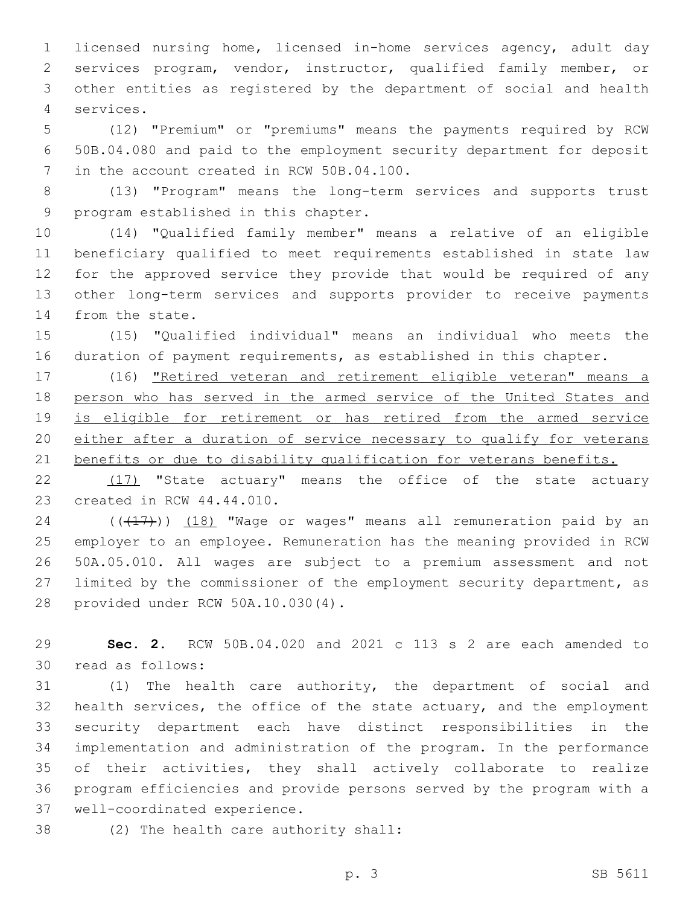licensed nursing home, licensed in-home services agency, adult day services program, vendor, instructor, qualified family member, or other entities as registered by the department of social and health services.

(12) "Premium" or "premiums" means the payments required by RCW 50B.04.080 and paid to the employment security department for deposit in the account created in RCW 50B.04.100.

(13) "Program" means the long-term services and supports trust program established in this chapter.

(14) "Qualified family member" means a relative of an eligible beneficiary qualified to meet requirements established in state law for the approved service they provide that would be required of any other long-term services and supports provider to receive payments from the state.

(15) "Qualified individual" means an individual who meets the duration of payment requirements, as established in this chapter.

(16) "Retired veteran and retirement eligible veteran" means a person who has served in the armed service of the United States and is eligible for retirement or has retired from the armed service either after a duration of service necessary to qualify for veterans benefits or due to disability qualification for veterans benefits.

(17) "State actuary" means the office of the state actuary created in RCW 44.44.010.

(((17))) (18) "Wage or wages" means all remuneration paid by an employer to an employee. Remuneration has the meaning provided in RCW 50A.05.010. All wages are subject to a premium assessment and not limited by the commissioner of the employment security department, as provided under RCW 50A.10.030(4).

**Sec. 2.** RCW 50B.04.020 and 2021 c 113 s 2 are each amended to read as follows:

(1) The health care authority, the department of social and health services, the office of the state actuary, and the employment security department each have distinct responsibilities in the implementation and administration of the program. In the performance of their activities, they shall actively collaborate to realize program efficiencies and provide persons served by the program with a well-coordinated experience.

(2) The health care authority shall: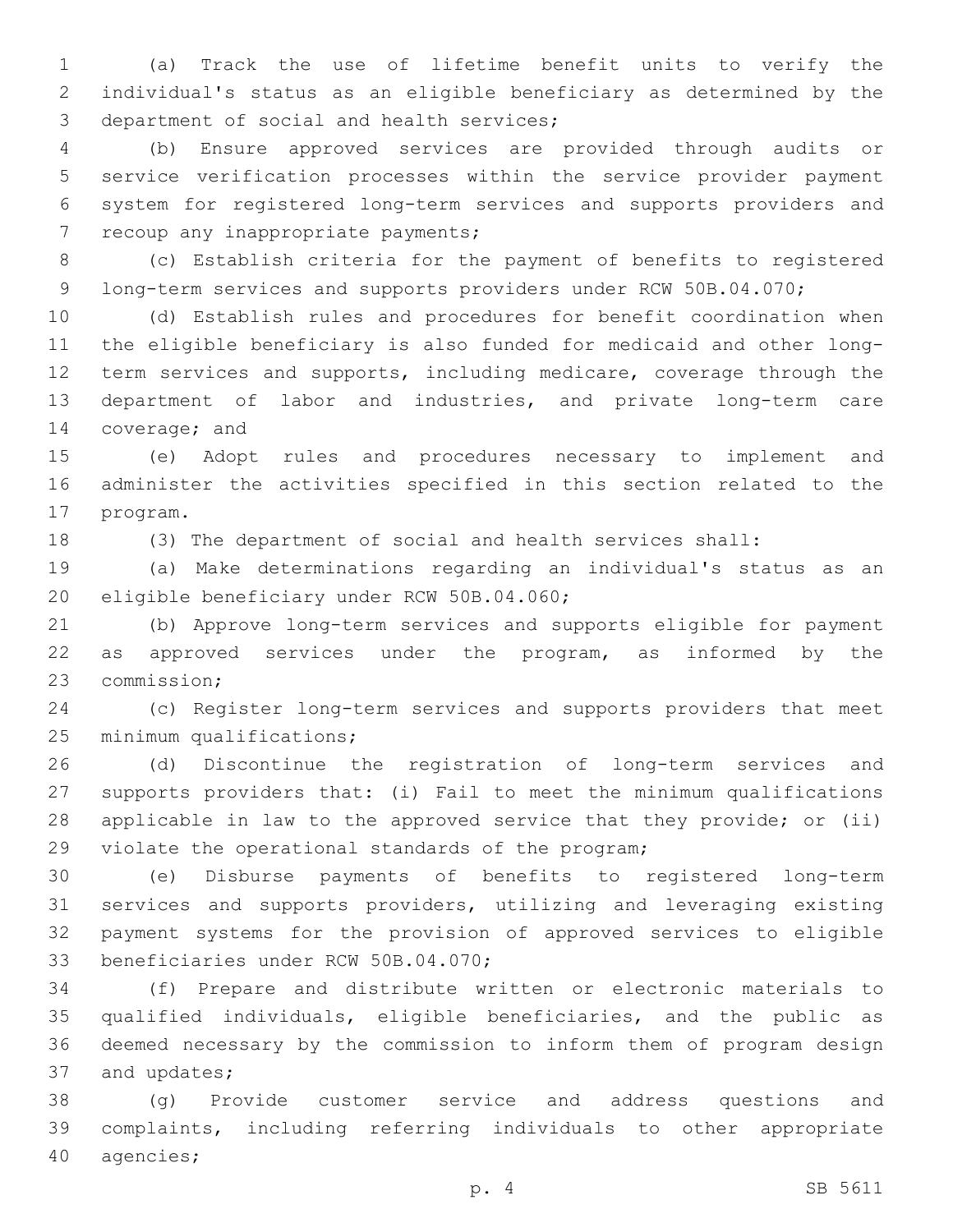(a) Track the use of lifetime benefit units to verify the individual's status as an eligible beneficiary as determined by the department of social and health services;

(b) Ensure approved services are provided through audits or service verification processes within the service provider payment system for registered long-term services and supports providers and recoup any inappropriate payments;

(c) Establish criteria for the payment of benefits to registered long-term services and supports providers under RCW 50B.04.070;

(d) Establish rules and procedures for benefit coordination when the eligible beneficiary is also funded for medicaid and other long-term services and supports, including medicare, coverage through the department of labor and industries, and private long-term care coverage; and

(e) Adopt rules and procedures necessary to implement and administer the activities specified in this section related to the program.

(3) The department of social and health services shall:

(a) Make determinations regarding an individual's status as an eligible beneficiary under RCW 50B.04.060;

(b) Approve long-term services and supports eligible for payment as approved services under the program, as informed by the commission;

(c) Register long-term services and supports providers that meet minimum qualifications;

(d) Discontinue the registration of long-term services and supports providers that: (i) Fail to meet the minimum qualifications applicable in law to the approved service that they provide; or (ii) violate the operational standards of the program;

(e) Disburse payments of benefits to registered long-term services and supports providers, utilizing and leveraging existing payment systems for the provision of approved services to eligible beneficiaries under RCW 50B.04.070;

(f) Prepare and distribute written or electronic materials to qualified individuals, eligible beneficiaries, and the public as deemed necessary by the commission to inform them of program design and updates;

(g) Provide customer service and address questions and complaints, including referring individuals to other appropriate agencies;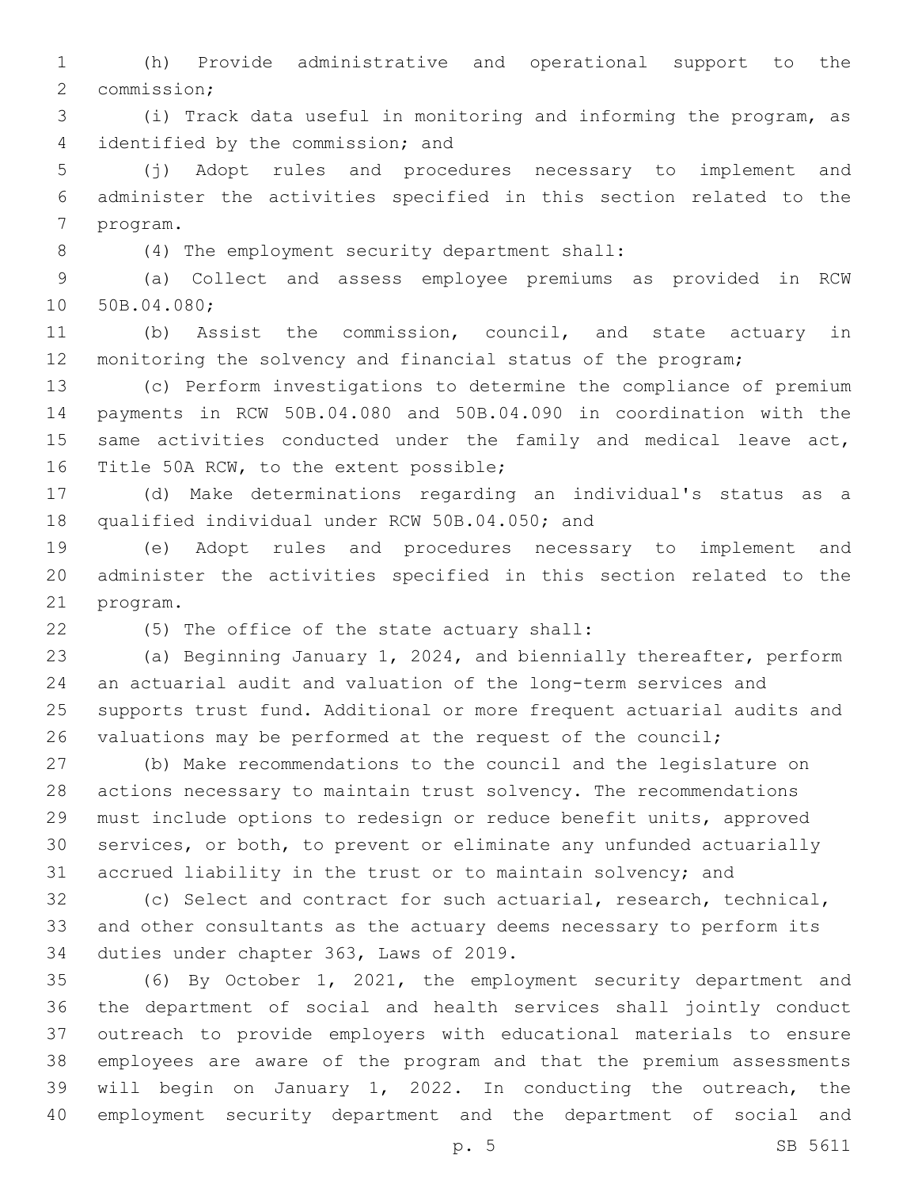(h) Provide administrative and operational support to the commission;

(i) Track data useful in monitoring and informing the program, as identified by the commission; and

(j) Adopt rules and procedures necessary to implement and administer the activities specified in this section related to the program.

(4) The employment security department shall:

(a) Collect and assess employee premiums as provided in RCW 50B.04.080;

(b) Assist the commission, council, and state actuary in monitoring the solvency and financial status of the program;

(c) Perform investigations to determine the compliance of premium payments in RCW 50B.04.080 and 50B.04.090 in coordination with the same activities conducted under the family and medical leave act, Title 50A RCW, to the extent possible;

(d) Make determinations regarding an individual's status as a qualified individual under RCW 50B.04.050; and

(e) Adopt rules and procedures necessary to implement and administer the activities specified in this section related to the program.

(5) The office of the state actuary shall:

(a) Beginning January 1, 2024, and biennially thereafter, perform an actuarial audit and valuation of the long-term services and supports trust fund. Additional or more frequent actuarial audits and valuations may be performed at the request of the council;

(b) Make recommendations to the council and the legislature on actions necessary to maintain trust solvency. The recommendations must include options to redesign or reduce benefit units, approved services, or both, to prevent or eliminate any unfunded actuarially accrued liability in the trust or to maintain solvency; and

(c) Select and contract for such actuarial, research, technical, and other consultants as the actuary deems necessary to perform its duties under chapter 363, Laws of 2019.

(6) By October 1, 2021, the employment security department and the department of social and health services shall jointly conduct outreach to provide employers with educational materials to ensure employees are aware of the program and that the premium assessments will begin on January 1, 2022. In conducting the outreach, the employment security department and the department of social and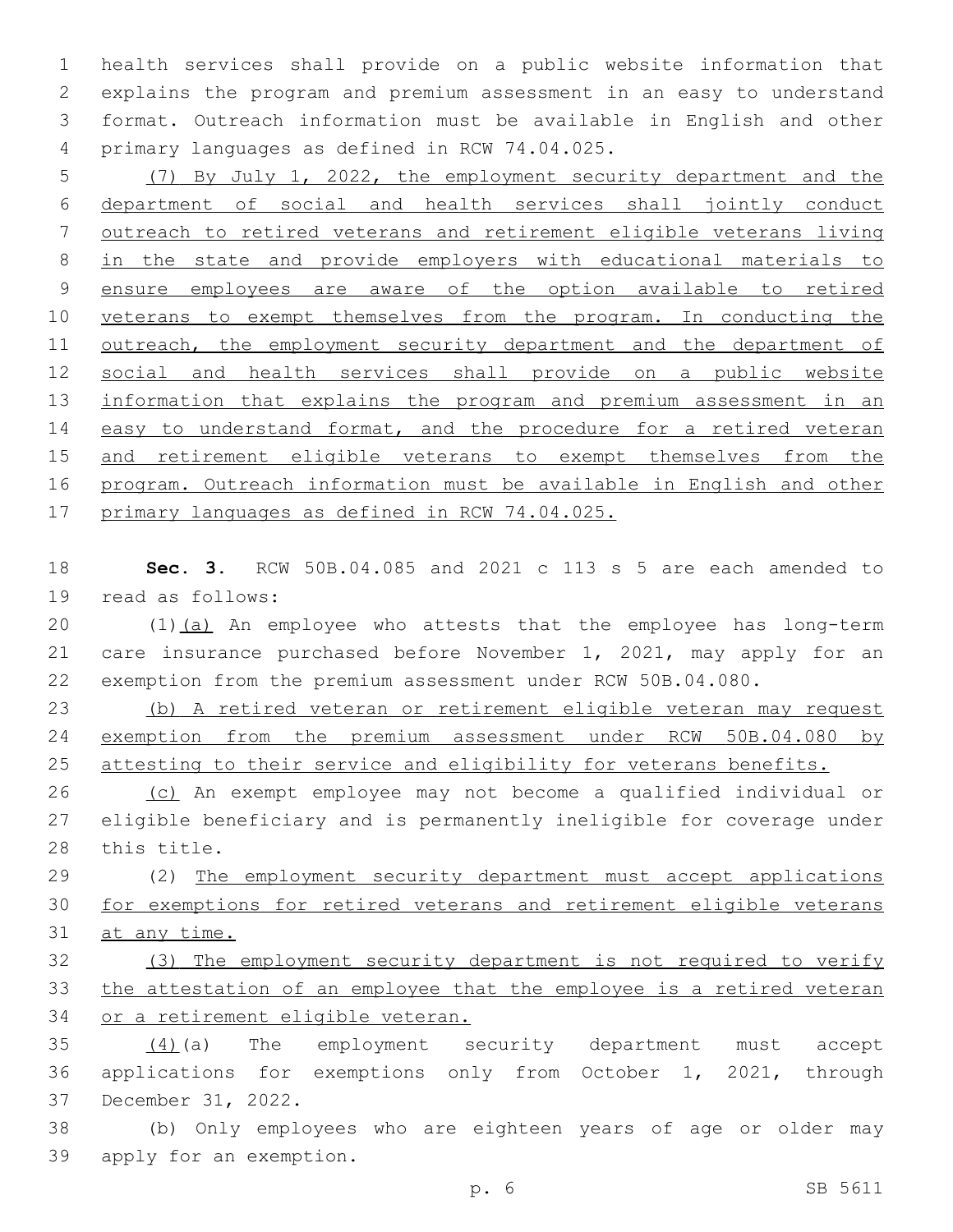health services shall provide on a public website information that explains the program and premium assessment in an easy to understand format. Outreach information must be available in English and other primary languages as defined in RCW 74.04.025.

(7) By July 1, 2022, the employment security department and the department of social and health services shall jointly conduct outreach to retired veterans and retirement eligible veterans living in the state and provide employers with educational materials to ensure employees are aware of the option available to retired veterans to exempt themselves from the program. In conducting the outreach, the employment security department and the department of social and health services shall provide on a public website information that explains the program and premium assessment in an easy to understand format, and the procedure for a retired veteran and retirement eligible veterans to exempt themselves from the program. Outreach information must be available in English and other primary languages as defined in RCW 74.04.025.

**Sec. 3.** RCW 50B.04.085 and 2021 c 113 s 5 are each amended to read as follows:

(1)(a) An employee who attests that the employee has long-term care insurance purchased before November 1, 2021, may apply for an exemption from the premium assessment under RCW 50B.04.080.

(b) A retired veteran or retirement eligible veteran may request exemption from the premium assessment under RCW 50B.04.080 by attesting to their service and eligibility for veterans benefits.

(c) An exempt employee may not become a qualified individual or eligible beneficiary and is permanently ineligible for coverage under this title.

(2) The employment security department must accept applications for exemptions for retired veterans and retirement eligible veterans at any time.

(3) The employment security department is not required to verify the attestation of an employee that the employee is a retired veteran or a retirement eligible veteran.

(4)(a) The employment security department must accept applications for exemptions only from October 1, 2021, through December 31, 2022.

(b) Only employees who are eighteen years of age or older may apply for an exemption.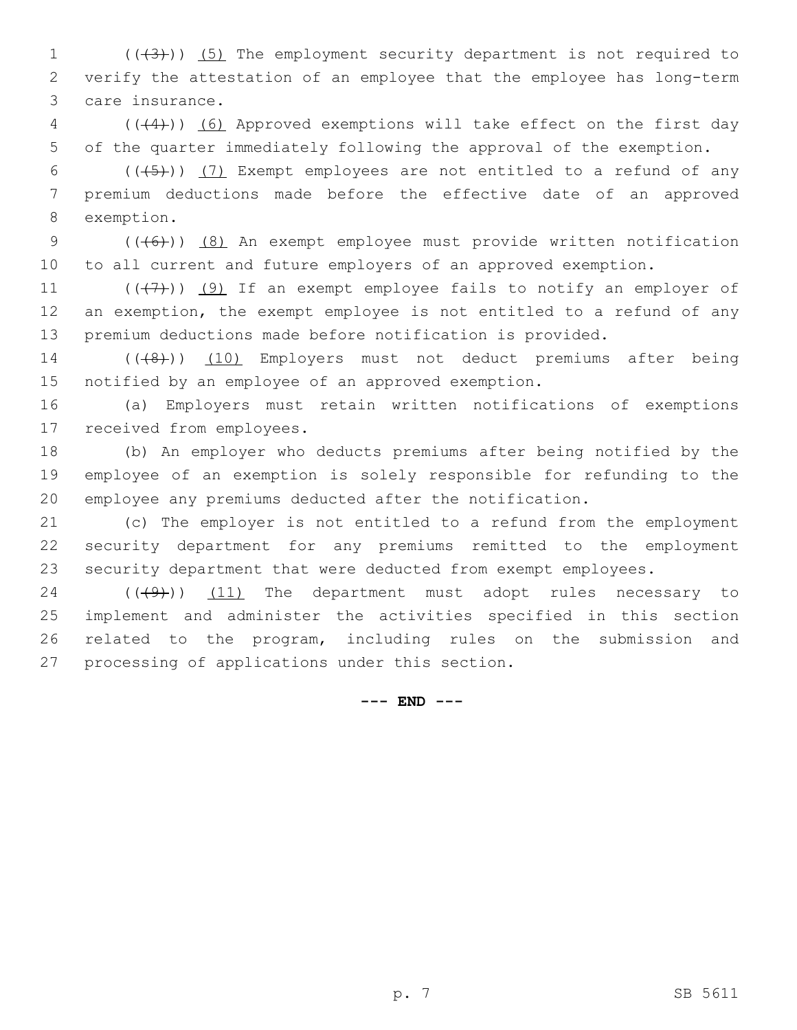(((3))) (5) The employment security department is not required to verify the attestation of an employee that the employee has long-term care insurance.

(((4))) (6) Approved exemptions will take effect on the first day of the quarter immediately following the approval of the exemption.

(((5))) (7) Exempt employees are not entitled to a refund of any premium deductions made before the effective date of an approved exemption.

(((6))) (8) An exempt employee must provide written notification to all current and future employers of an approved exemption.

(((7))) (9) If an exempt employee fails to notify an employer of an exemption, the exempt employee is not entitled to a refund of any premium deductions made before notification is provided.

(((8))) (10) Employers must not deduct premiums after being notified by an employee of an approved exemption.

(a) Employers must retain written notifications of exemptions received from employees.

(b) An employer who deducts premiums after being notified by the employee of an exemption is solely responsible for refunding to the employee any premiums deducted after the notification.

(c) The employer is not entitled to a refund from the employment security department for any premiums remitted to the employment security department that were deducted from exempt employees.

(((9))) (11) The department must adopt rules necessary to implement and administer the activities specified in this section related to the program, including rules on the submission and processing of applications under this section.

**--- END ---**